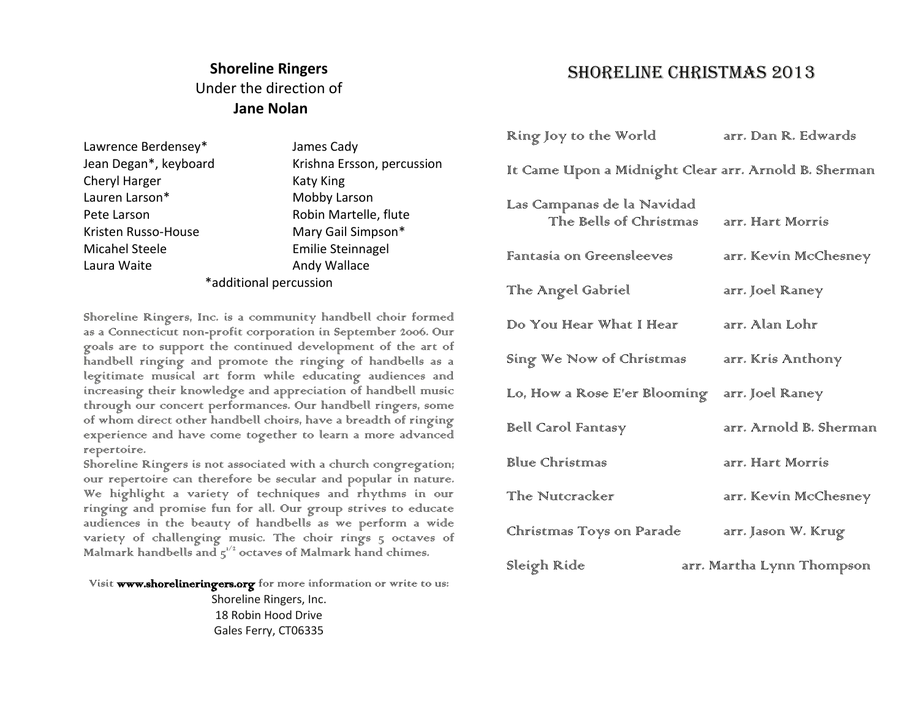## Shoreline Ringers

Under the direction of

**Jane Nolan**

| | |
|---|---|
| Lawrence Berdensey* | James Cady |
| Jean Degan*, keyboard | Krishna Ersson, percussion |
| Cheryl Harger | Katy King |
| Lauren Larson* | Mobby Larson |
| Pete Larson | Robin Martelle, flute |
| Kristen Russo-House | Mary Gail Simpson* |
| Micahel Steele | Emilie Steinnagel |
| Laura Waite | Andy Wallace |

*additional percussion

Shoreline Ringers, Inc. is a community handbell choir formed as a Connecticut non-profit corporation in September 2006. Our goals are to support the continued development of the art of handbell ringing and promote the ringing of handbells as a legitimate musical art form while educating audiences and increasing their knowledge and appreciation of handbell music through our concert performances. Our handbell ringers, some of whom direct other handbell choirs, have a breadth of ringing experience and have come together to learn a more advanced repertoire.

Shoreline Ringers is not associated with a church congregation; our repertoire can therefore be secular and popular in nature. We highlight a variety of techniques and rhythms in our ringing and promise fun for all. Our group strives to educate audiences in the beauty of handbells as we perform a wide variety of challenging music. The choir rings 5 octaves of Malmark handbells and $5^{1/2}$ octaves of Malmark hand chimes.

Visit **www.shorelineringers.org** for more information or write to us:

Shoreline Ringers, Inc.
18 Robin Hood Drive
Gales Ferry, CT06335

# Shoreline Christmas 2013

| | |
|---|---|
| Ring Joy to the World | arr. Dan R. Edwards |
| It Came Upon a Midnight Clear | arr. Arnold B. Sherman |
| Las Campanas de la Navidad – The Bells of Christmas | arr. Hart Morris |
| Fantasia on Greensleeves | arr. Kevin McChesney |
| The Angel Gabriel | arr. Joel Raney |
| Do You Hear What I Hear | arr. Alan Lohr |
| Sing We Now of Christmas | arr. Kris Anthony |
| Lo, How a Rose E'er Blooming | arr. Joel Raney |
| Bell Carol Fantasy | arr. Arnold B. Sherman |
| Blue Christmas | arr. Hart Morris |
| The Nutcracker | arr. Kevin McChesney |
| Christmas Toys on Parade | arr. Jason W. Krug |
| Sleigh Ride | arr. Martha Lynn Thompson |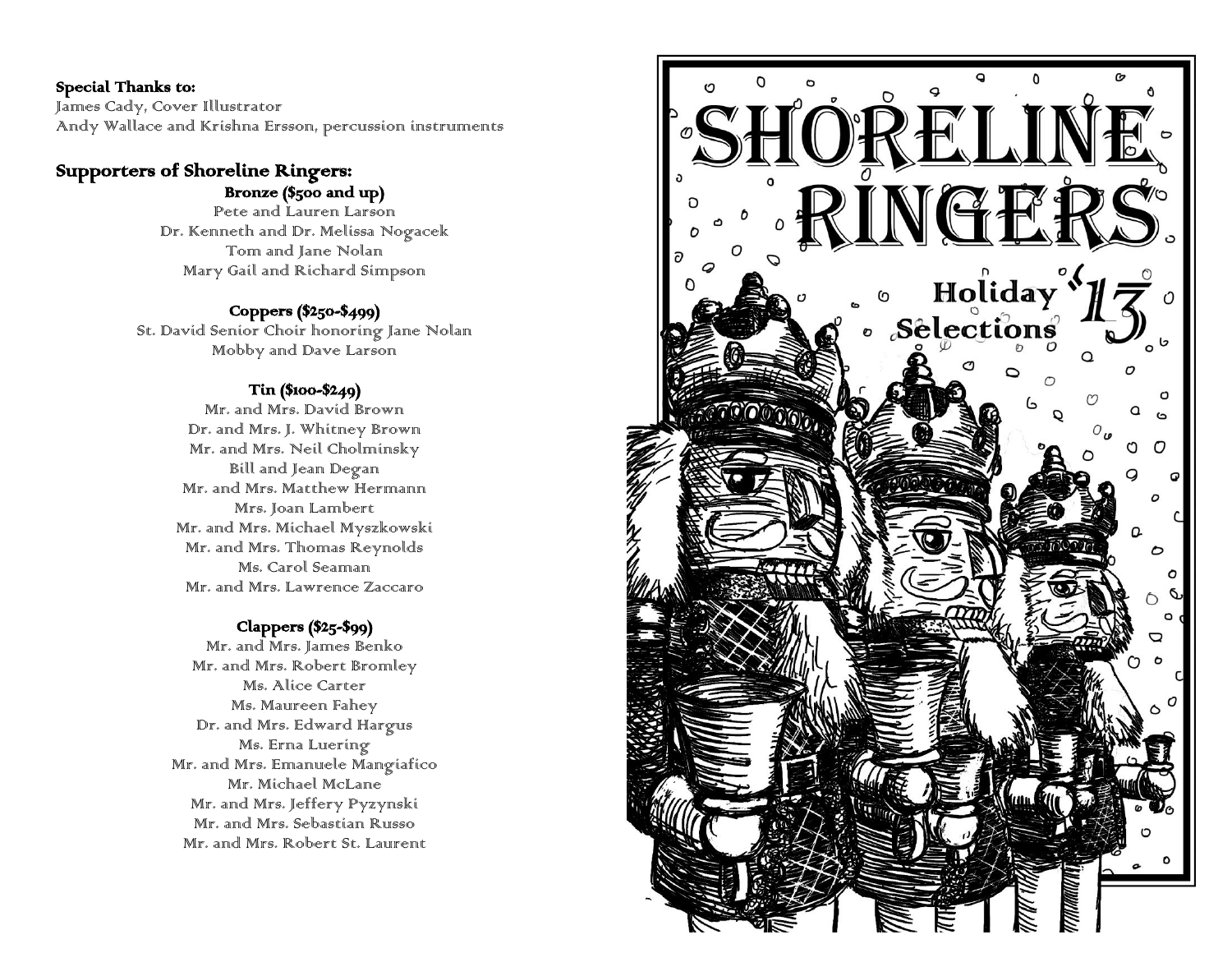**Special Thanks to:**
James Cady, Cover Illustrator
Andy Wallace and Krishna Ersson, percussion instruments

## Supporters of Shoreline Ringers:

### Bronze ($500 and up)

Pete and Lauren Larson
Dr. Kenneth and Dr. Melissa Nogacek
Tom and Jane Nolan
Mary Gail and Richard Simpson

### Coppers ($250-$499)

St. David Senior Choir honoring Jane Nolan
Mobby and Dave Larson

### Tin ($100-$249)

Mr. and Mrs. David Brown
Dr. and Mrs. J. Whitney Brown
Mr. and Mrs. Neil Cholminsky
Bill and Jean Degan
Mr. and Mrs. Matthew Hermann
Mrs. Joan Lambert
Mr. and Mrs. Michael Myszkowski
Mr. and Mrs. Thomas Reynolds
Ms. Carol Seaman
Mr. and Mrs. Lawrence Zaccaro

### Clappers ($25-$99)

Mr. and Mrs. James Benko
Mr. and Mrs. Robert Bromley
Ms. Alice Carter
Ms. Maureen Fahey
Dr. and Mrs. Edward Hargus
Ms. Erna Luering
Mr. and Mrs. Emanuele Mangiafico
Mr. Michael McLane
Mr. and Mrs. Jeffery Pyzynski
Mr. and Mrs. Sebastian Russo
Mr. and Mrs. Robert St. Laurent

# SHORELINE RINGERS

Holiday Selections '13